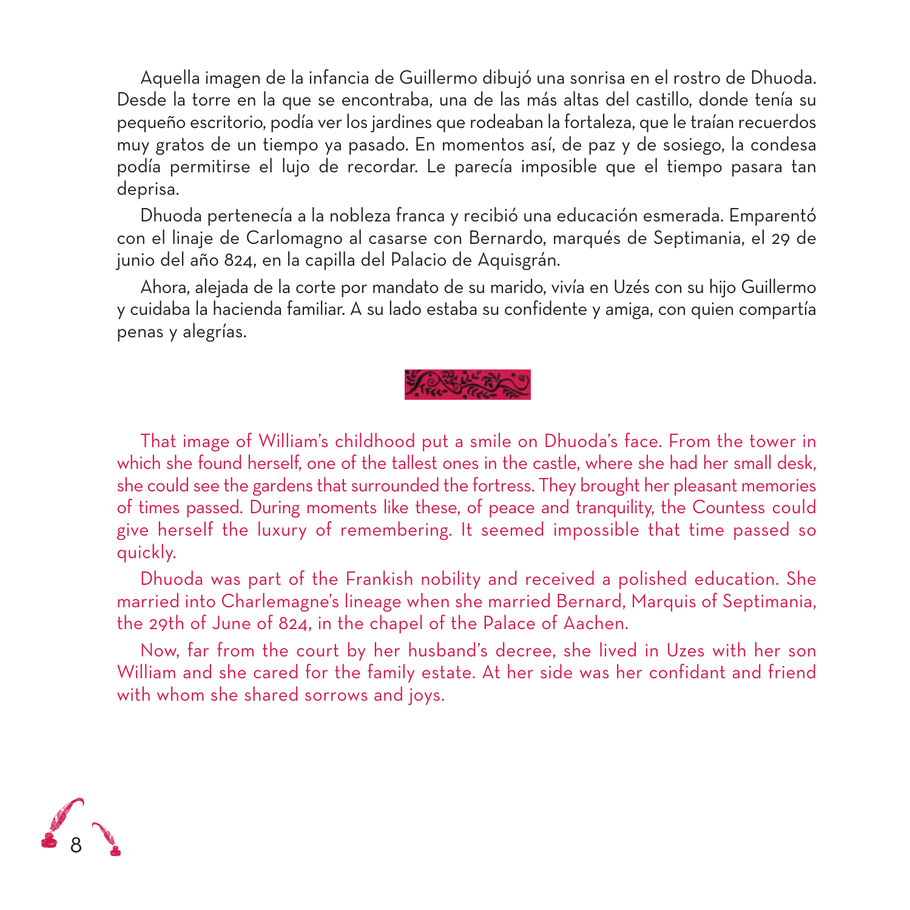Aquella imagen de la infancia de Guillermo dibujó una sonrisa en el rostro de Dhuoda. Desde la torre en la que se encontraba, una de las más altas del castillo, donde tenía su pequeño escritorio, podía ver los jardines que rodeaban la fortaleza, que le traían recuerdos muy gratos de un tiempo ya pasado. En momentos así, de paz y de sosiego, la condesa podía permitirse el lujo de recordar. Le parecía imposible que el tiempo pasara tan deprisa.

Dhuoda pertenecía a la nobleza franca y recibió una educación esmerada. Emparentó con el linaje de Carlomagno al casarse con Bernardo, marqués de Septimania, el 29 de junio del año 824, en la capilla del Palacio de Aquisgrán.

Ahora, alejada de la corte por mandato de su marido, vivía en Uzés con su hijo Guillermo y cuidaba la hacienda familiar. A su lado estaba su confidente y amiga, con quien compartía penas y alegrías.

That image of William's childhood put a smile on Dhuoda's face. From the tower in which she found herself, one of the tallest ones in the castle, where she had her small desk, she could see the gardens that surrounded the fortress. They brought her pleasant memories of times passed. During moments like these, of peace and tranquility, the Countess could give herself the luxury of remembering. It seemed impossible that time passed so quickly.

Dhuoda was part of the Frankish nobility and received a polished education. She married into Charlemagne's lineage when she married Bernard, Marquis of Septimania, the 29th of June of 824, in the chapel of the Palace of Aachen.

Now, far from the court by her husband's decree, she lived in Uzes with her son William and she cared for the family estate. At her side was her confidant and friend with whom she shared sorrows and joys.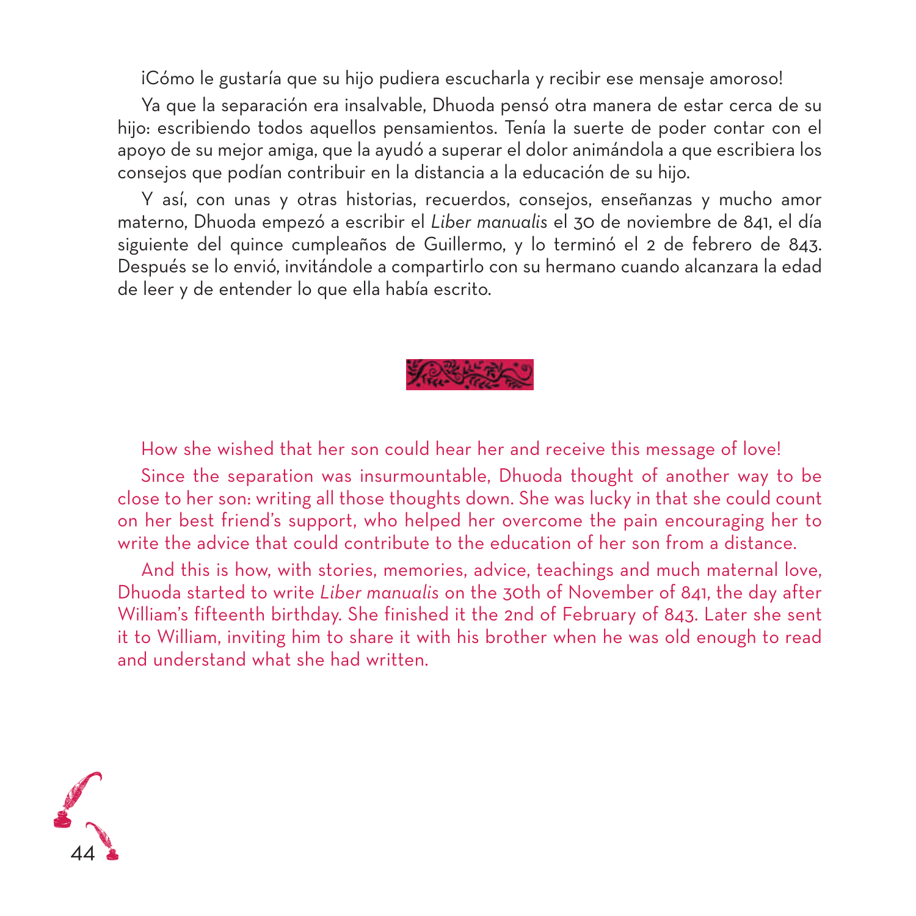¡Cómo le gustaría que su hijo pudiera escucharla y recibir ese mensaje amoroso!

Ya que la separación era insalvable, Dhuoda pensó otra manera de estar cerca de su hijo: escribiendo todos aquellos pensamientos. Tenía la suerte de poder contar con el apoyo de su mejor amiga, que la ayudó a superar el dolor animándola a que escribiera los consejos que podían contribuir en la distancia a la educación de su hijo.

Y así, con unas y otras historias, recuerdos, consejos, enseñanzas y mucho amor materno, Dhuoda empezó a escribir el *Liber manualis* el 30 de noviembre de 841, el día siguiente del quince cumpleaños de Guillermo, y lo terminó el 2 de febrero de 843. Después se lo envió, invitándole a compartirlo con su hermano cuando alcanzara la edad de leer y de entender lo que ella había escrito.

How she wished that her son could hear her and receive this message of love!

Since the separation was insurmountable, Dhuoda thought of another way to be close to her son: writing all those thoughts down. She was lucky in that she could count on her best friend's support, who helped her overcome the pain encouraging her to write the advice that could contribute to the education of her son from a distance.

And this is how, with stories, memories, advice, teachings and much maternal love, Dhuoda started to write *Liber manualis* on the 30th of November of 841, the day after William's fifteenth birthday. She finished it the 2nd of February of 843. Later she sent it to William, inviting him to share it with his brother when he was old enough to read and understand what she had written.